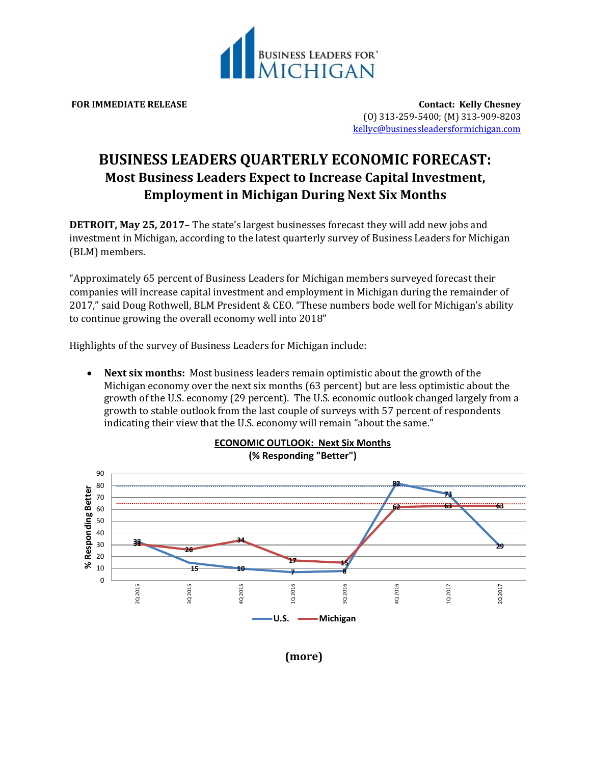BUSINESS LEADERS FOR MICHIGAN

**FOR IMMEDIATE RELEASE**

**Contact: Kelly Chesney**
(O) 313-259-5400; (M) 313-909-8203
kellyc@businessleadersformichigan.com

# BUSINESS LEADERS QUARTERLY ECONOMIC FORECAST:

## Most Business Leaders Expect to Increase Capital Investment, Employment in Michigan During Next Six Months

**DETROIT, May 25, 2017**– The state's largest businesses forecast they will add new jobs and investment in Michigan, according to the latest quarterly survey of Business Leaders for Michigan (BLM) members.

"Approximately 65 percent of Business Leaders for Michigan members surveyed forecast their companies will increase capital investment and employment in Michigan during the remainder of 2017," said Doug Rothwell, BLM President & CEO. "These numbers bode well for Michigan's ability to continue growing the overall economy well into 2018"

Highlights of the survey of Business Leaders for Michigan include:

- **Next six months:** Most business leaders remain optimistic about the growth of the Michigan economy over the next six months (63 percent) but are less optimistic about the growth of the U.S. economy (29 percent). The U.S. economic outlook changed largely from a growth to stable outlook from the last couple of surveys with 57 percent of respondents indicating their view that the U.S. economy will remain "about the same."

**ECONOMIC OUTLOOK: Next Six Months**
**(% Responding "Better")**

| Quarter | U.S. | Michigan |
|---|---|---|
| 2Q 2015 | 33 | 31 |
| 3Q 2015 | 15 | 26 |
| 4Q 2015 | 10 | 34 |
| 1Q 2016 | 7 | 17 |
| 3Q 2016 | 8 | 15 |
| 4Q 2016 | 82 | 62 |
| 1Q 2017 | 73 | 63 |
| 2Q 2017 | 29 | 63 |

**(more)**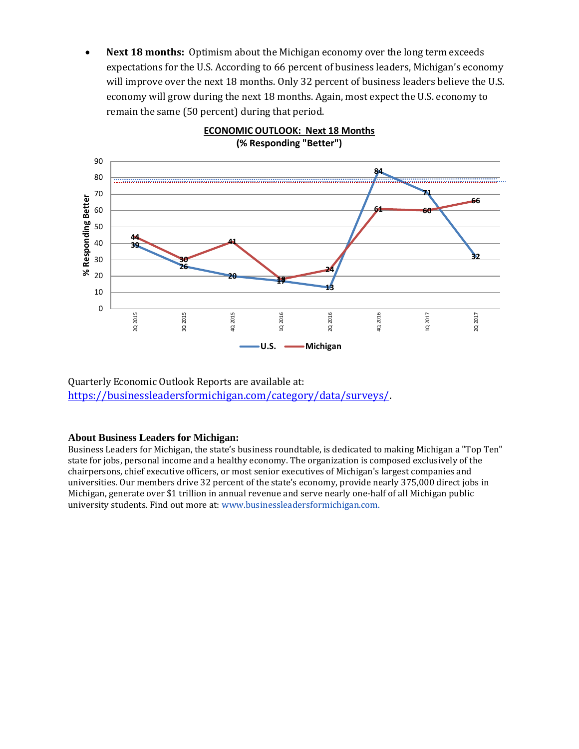- **Next 18 months:** Optimism about the Michigan economy over the long term exceeds expectations for the U.S. According to 66 percent of business leaders, Michigan's economy will improve over the next 18 months. Only 32 percent of business leaders believe the U.S. economy will grow during the next 18 months. Again, most expect the U.S. economy to remain the same (50 percent) during that period.

**ECONOMIC OUTLOOK: Next 18 Months**
**(% Responding "Better")**

% Responding Better

90
80
70
60
50
40
30
20
10
0

2Q 2015
3Q 2015
4Q 2015
1Q 2016
2Q 2016
4Q 2016
1Q 2017
2Q 2017

44
39
30
26
41
20
18
17
24
13
84
61
71
60
66
32

U.S.
Michigan

Quarterly Economic Outlook Reports are available at:
[https://businessleadersformichigan.com/category/data/surveys/](https://businessleadersformichigan.com/category/data/surveys/).

### About Business Leaders for Michigan:

Business Leaders for Michigan, the state's business roundtable, is dedicated to making Michigan a "Top Ten" state for jobs, personal income and a healthy economy. The organization is composed exclusively of the chairpersons, chief executive officers, or most senior executives of Michigan's largest companies and universities. Our members drive 32 percent of the state's economy, provide nearly 375,000 direct jobs in Michigan, generate over $1 trillion in annual revenue and serve nearly one-half of all Michigan public university students. Find out more at: www.businessleadersformichigan.com.